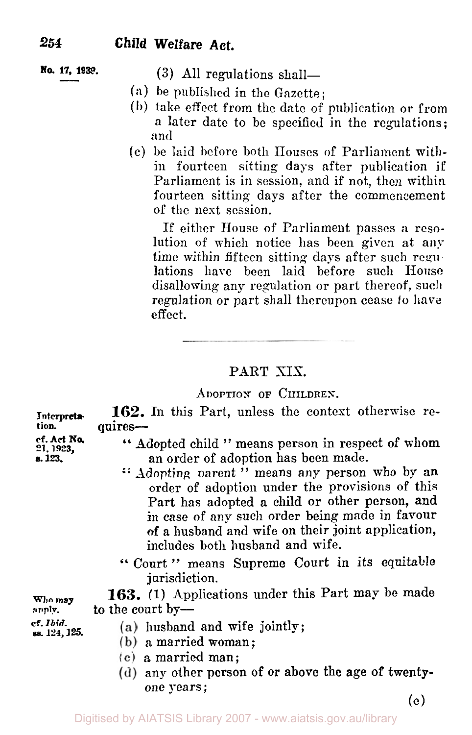No. 17, 1939.

(3) All regulations shall—

(a) be published in the Gazette;

(b) take effect from the date of publication or from a later date to be specified in the regulations; and

(c) be laid before both Houses of Parliament within fourteen sitting days after publication if Parliament is in session, and if not, then within fourteen sitting days after the commencement of the next session.

If either House of Parliament passes a resolution of which notice has been given at any time within fifteen sitting days after such regulations have been laid before such House disallowing any regulation or part thereof, such regulation or part shall thereupon cease to have effect.

---

## PART XIX.

### Adoption of Children.

*Interpretation. cf. Act No. 21, 1923, s. 123.*

**162.** In this Part, unless the context otherwise requires—

"Adopted child" means person in respect of whom an order of adoption has been made.

"Adopting parent" means any person who by an order of adoption under the provisions of this Part has adopted a child or other person, and in case of any such order being made in favour of a husband and wife on their joint application, includes both husband and wife.

"Court" means Supreme Court in its equitable jurisdiction.

*Who may apply. cf. Ibid. ss. 124, 125.*

**163.** (1) Applications under this Part may be made to the court by—

(a) husband and wife jointly;

(b) a married woman;

(c) a married man;

(d) any other person of or above the age of twenty-one years;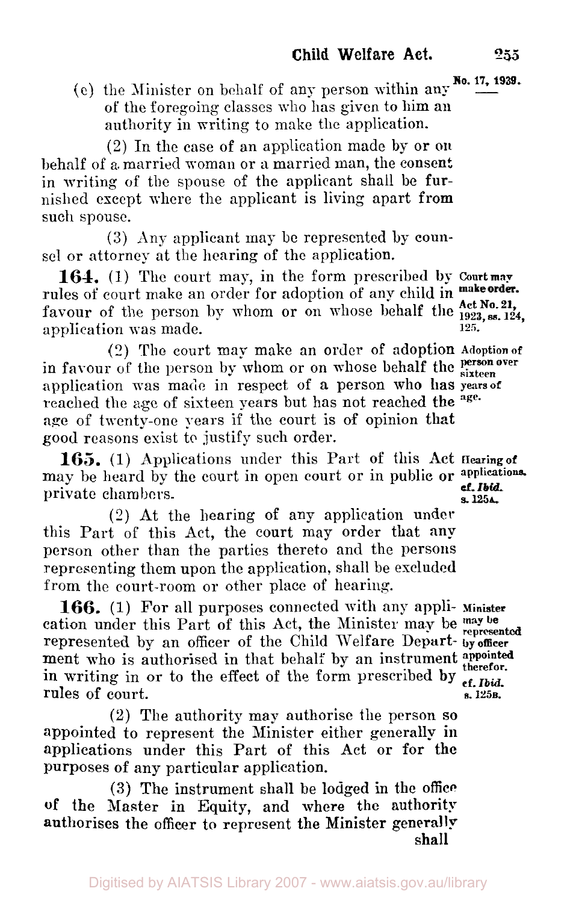(e) the Minister on behalf of any person within any of the foregoing classes who has given to him an authority in writing to make the application.

(2) In the case of an application made by or on behalf of a married woman or a married man, the consent in writing of the spouse of the applicant shall be furnished except where the applicant is living apart from such spouse.

(3) Any applicant may be represented by counsel or attorney at the hearing of the application.

**164.** (1) The court may, in the form prescribed by rules of court make an order for adoption of any child in favour of the person by whom or on whose behalf the application was made.

*Court may make order. Act No. 21, 1923, ss. 124, 125.*

(2) The court may make an order of adoption in favour of the person by whom or on whose behalf the application was made in respect of a person who has reached the age of sixteen years but has not reached the age of twenty-one years if the court is of opinion that good reasons exist to justify such order.

*Adoption of person over sixteen years of age.*

**165.** (1) Applications under this Part of this Act may be heard by the court in open court or in public or private chambers.

*Hearing of applications. cf. Ibid. s. 125A.*

(2) At the hearing of any application under this Part of this Act, the court may order that any person other than the parties thereto and the persons representing them upon the application, shall be excluded from the court-room or other place of hearing.

**166.** (1) For all purposes connected with any application under this Part of this Act, the Minister may be represented by an officer of the Child Welfare Department who is authorised in that behalf by an instrument in writing in or to the effect of the form prescribed by rules of court.

*Minister may be represented by officer appointed therefor. cf. Ibid. s. 125B.*

(2) The authority may authorise the person so appointed to represent the Minister either generally in applications under this Part of this Act or for the purposes of any particular application.

(3) The instrument shall be lodged in the office of the Master in Equity, and where the authority authorises the officer to represent the Minister generally shall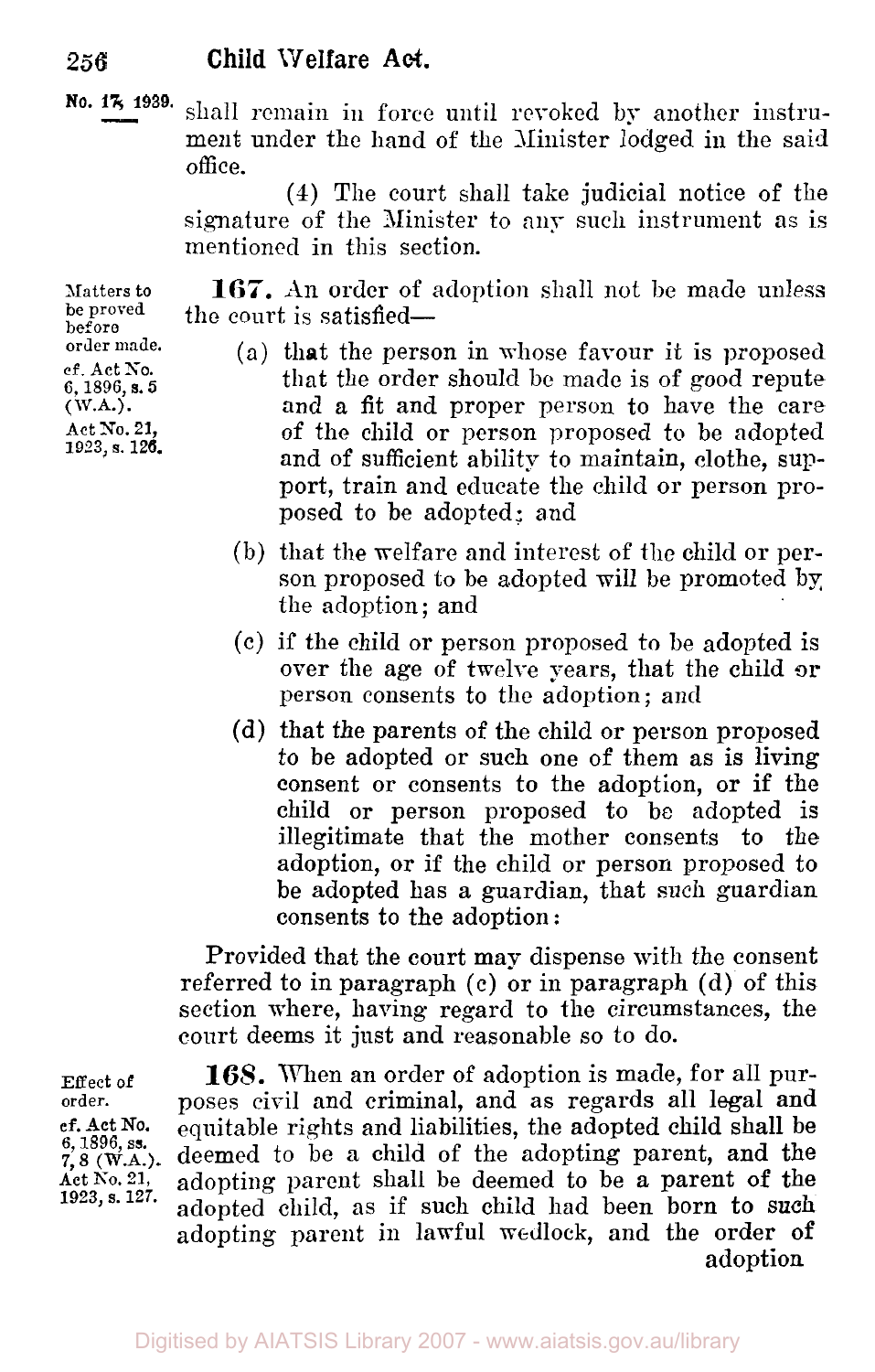shall remain in force until revoked by another instrument under the hand of the Minister lodged in the said office.

(4) The court shall take judicial notice of the signature of the Minister to any such instrument as is mentioned in this section.

Matters to be proved before order made. cf. Act No. 6, 1896, s. 5 (W.A.). Act No. 21, 1923, s. 126.

**167.** An order of adoption shall not be made unless the court is satisfied—

(a) that the person in whose favour it is proposed that the order should be made is of good repute and a fit and proper person to have the care of the child or person proposed to be adopted and of sufficient ability to maintain, clothe, support, train and educate the child or person proposed to be adopted; and

(b) that the welfare and interest of the child or person proposed to be adopted will be promoted by the adoption; and

(c) if the child or person proposed to be adopted is over the age of twelve years, that the child or person consents to the adoption; and

(d) that the parents of the child or person proposed to be adopted or such one of them as is living consent or consents to the adoption, or if the child or person proposed to be adopted is illegitimate that the mother consents to the adoption, or if the child or person proposed to be adopted has a guardian, that such guardian consents to the adoption:

Provided that the court may dispense with the consent referred to in paragraph (c) or in paragraph (d) of this section where, having regard to the circumstances, the court deems it just and reasonable so to do.

Effect of order. cf. Act No. 6, 1896, ss. 7, 8 (W.A.). Act No. 21, 1923, s. 127.

**168.** When an order of adoption is made, for all purposes civil and criminal, and as regards all legal and equitable rights and liabilities, the adopted child shall be deemed to be a child of the adopting parent, and the adopting parent shall be deemed to be a parent of the adopted child, as if such child had been born to such adopting parent in lawful wedlock, and the order of adoption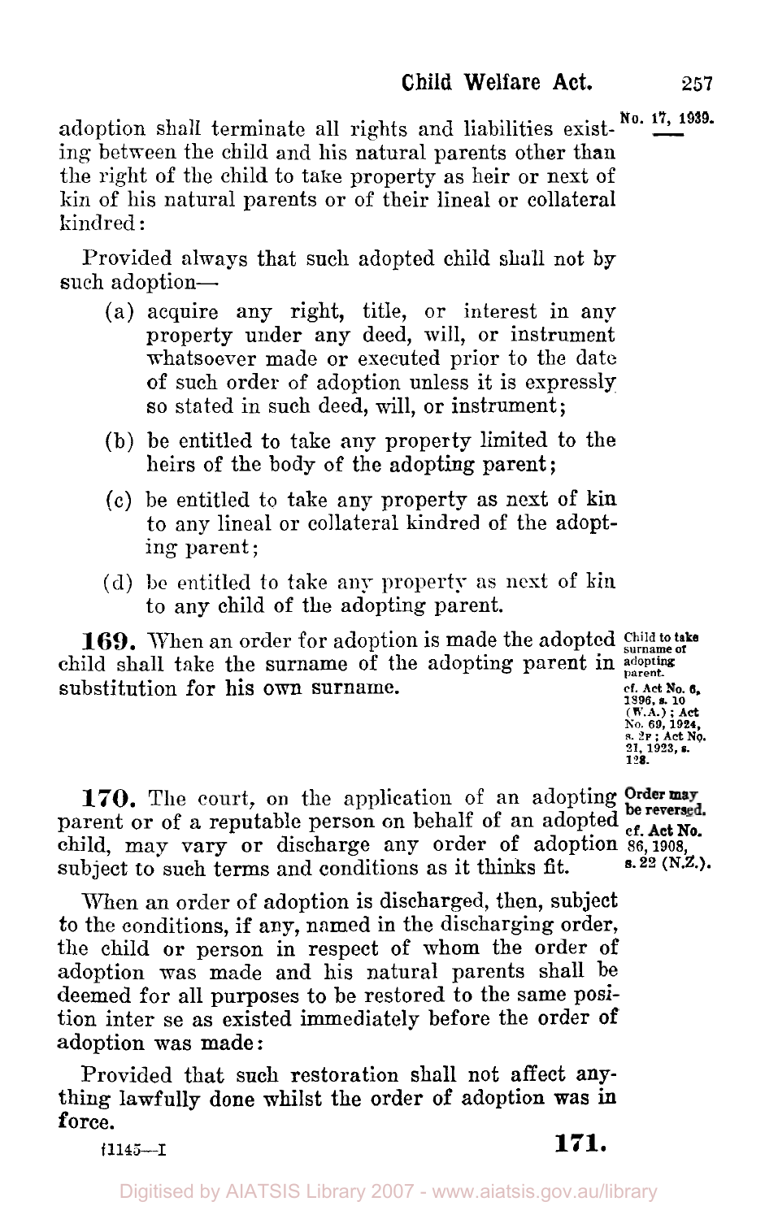adoption shall terminate all rights and liabilities existing between the child and his natural parents other than the right of the child to take property as heir or next of kin of his natural parents or of their lineal or collateral kindred:

Provided always that such adopted child shall not by such adoption—

(a) acquire any right, title, or interest in any property under any deed, will, or instrument whatsoever made or executed prior to the date of such order of adoption unless it is expressly so stated in such deed, will, or instrument;

(b) be entitled to take any property limited to the heirs of the body of the adopting parent;

(c) be entitled to take any property as next of kin to any lineal or collateral kindred of the adopting parent;

(d) be entitled to take any property as next of kin to any child of the adopting parent.

**Child to take surname of adopting parent.** cf. Act No. 6, 1896, s. 10 (W.A.); Act No. 69, 1924, s. 2F; Act No. 21, 1923, s. 128.

**169.** When an order for adoption is made the adopted child shall take the surname of the adopting parent in substitution for his own surname.

**Order may be reversed.** cf. Act No. 86, 1908, s. 22 (N.Z.).

**170.** The court, on the application of an adopting parent or of a reputable person on behalf of an adopted child, may vary or discharge any order of adoption subject to such terms and conditions as it thinks fit.

When an order of adoption is discharged, then, subject to the conditions, if any, named in the discharging order, the child or person in respect of whom the order of adoption was made and his natural parents shall be deemed for all purposes to be restored to the same position inter se as existed immediately before the order of adoption was made:

Provided that such restoration shall not affect anything lawfully done whilst the order of adoption was in force.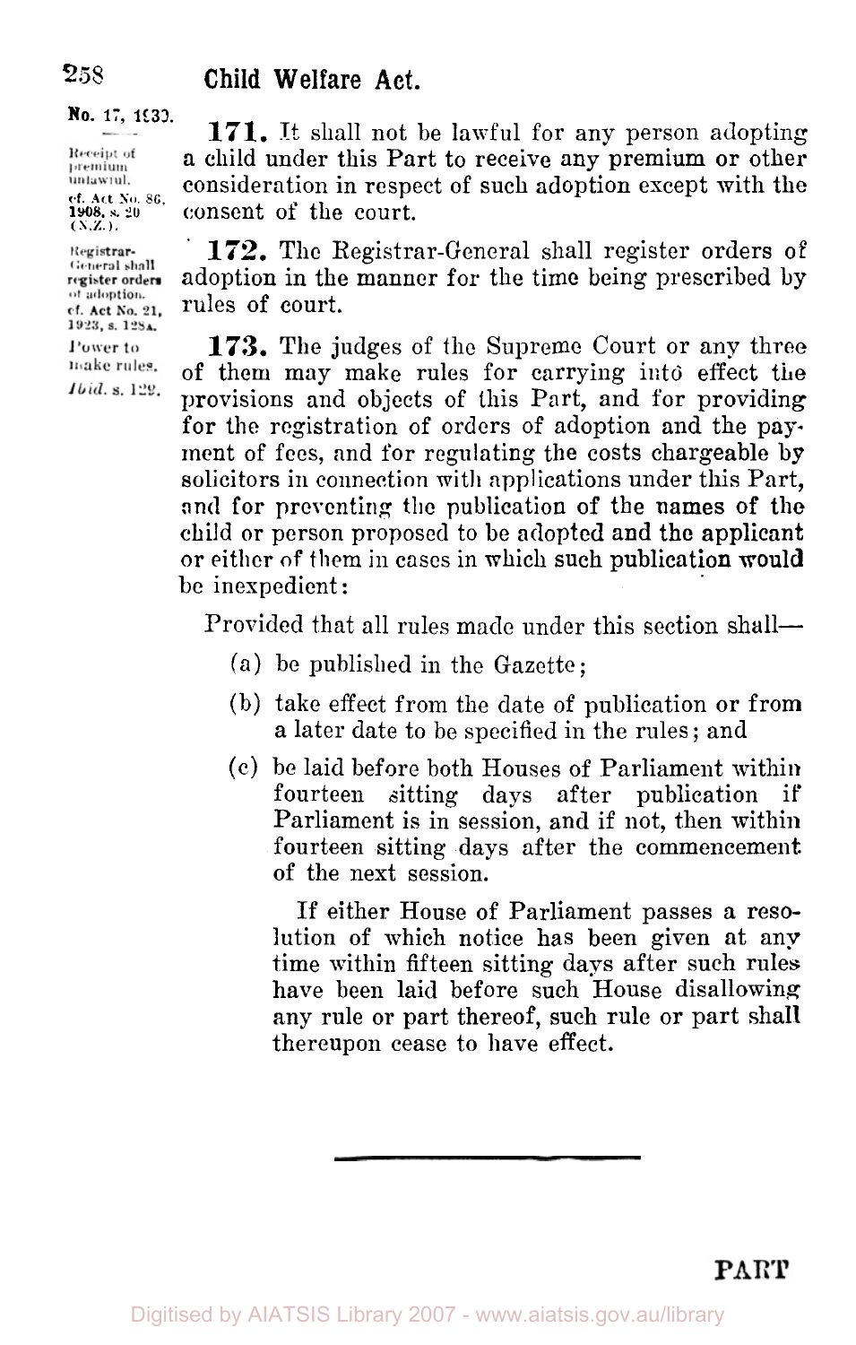No. 17, 1930.

Receipt of premium unlawful. cf. Act No. 86, 1908, s. 20 (N.Z.).

**171.** It shall not be lawful for any person adopting a child under this Part to receive any premium or other consideration in respect of such adoption except with the consent of the court.

Registrar-General shall register orders of adoption. cf. Act No. 21, 1923, s. 128A.

**172.** The Registrar-General shall register orders of adoption in the manner for the time being prescribed by rules of court.

Power to make rules. *Ibid.* s. 129.

**173.** The judges of the Supreme Court or any three of them may make rules for carrying into effect the provisions and objects of this Part, and for providing for the registration of orders of adoption and the payment of fees, and for regulating the costs chargeable by solicitors in connection with applications under this Part, and for preventing the publication of the names of the child or person proposed to be adopted and the applicant or either of them in cases in which such publication would be inexpedient:

Provided that all rules made under this section shall—

(a) be published in the Gazette;

(b) take effect from the date of publication or from a later date to be specified in the rules; and

(c) be laid before both Houses of Parliament within fourteen sitting days after publication if Parliament is in session, and if not, then within fourteen sitting days after the commencement of the next session.

If either House of Parliament passes a resolution of which notice has been given at any time within fifteen sitting days after such rules have been laid before such House disallowing any rule or part thereof, such rule or part shall thereupon cease to have effect.

---

PART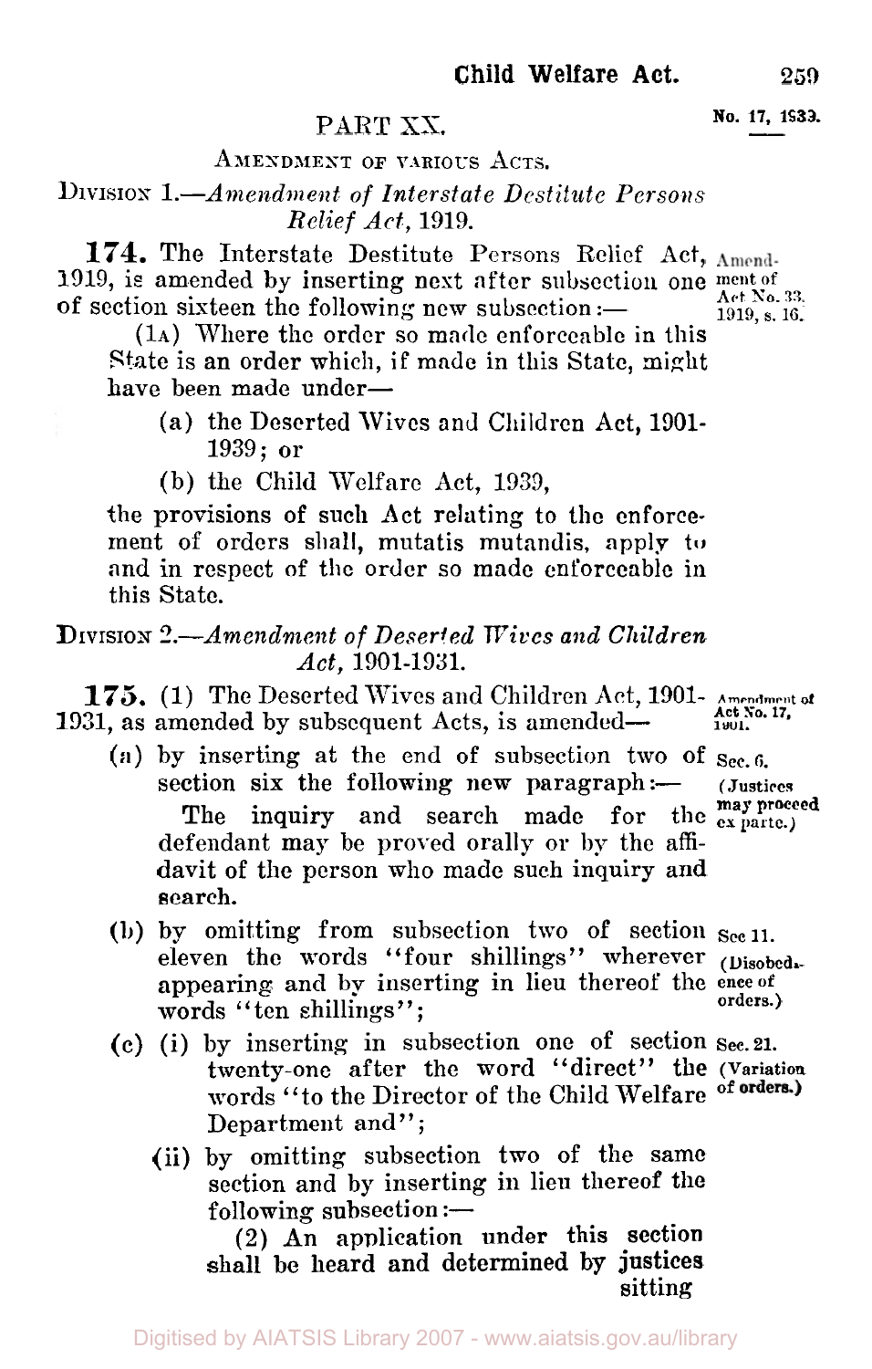## PART XX.

### AMENDMENT OF VARIOUS ACTS.

#### DIVISION 1.—*Amendment of Interstate Destitute Persons Relief Act*, 1919.

**174.** The Interstate Destitute Persons Relief Act, 1919, is amended by inserting next after subsection one of section sixteen the following new subsection:—

Amendment of Act No. 33, 1919, s. 16.

(1A) Where the order so made enforceable in this State is an order which, if made in this State, might have been made under—

(a) the Deserted Wives and Children Act, 1901-1939; or

(b) the Child Welfare Act, 1939,

the provisions of such Act relating to the enforcement of orders shall, mutatis mutandis, apply to and in respect of the order so made enforceable in this State.

#### DIVISION 2.—*Amendment of Deserted Wives and Children Act*, 1901-1931.

**175.** (1) The Deserted Wives and Children Act, 1901-1931, as amended by subsequent Acts, is amended—

Amendment of Act No. 17, 1901.

(a) by inserting at the end of subsection two of section six the following new paragraph:—

Sec. 6. (Justices may proceed ex parte.)

The inquiry and search made for the defendant may be proved orally or by the affidavit of the person who made such inquiry and search.

(b) by omitting from subsection two of section eleven the words "four shillings" wherever appearing and by inserting in lieu thereof the words "ten shillings";

Sec 11. (Disobedience of orders.)

(c) (i) by inserting in subsection one of section twenty-one after the word "direct" the words "to the Director of the Child Welfare Department and";

Sec. 21. (Variation of orders.)

(ii) by omitting subsection two of the same section and by inserting in lieu thereof the following subsection:—

(2) An application under this section shall be heard and determined by justices sitting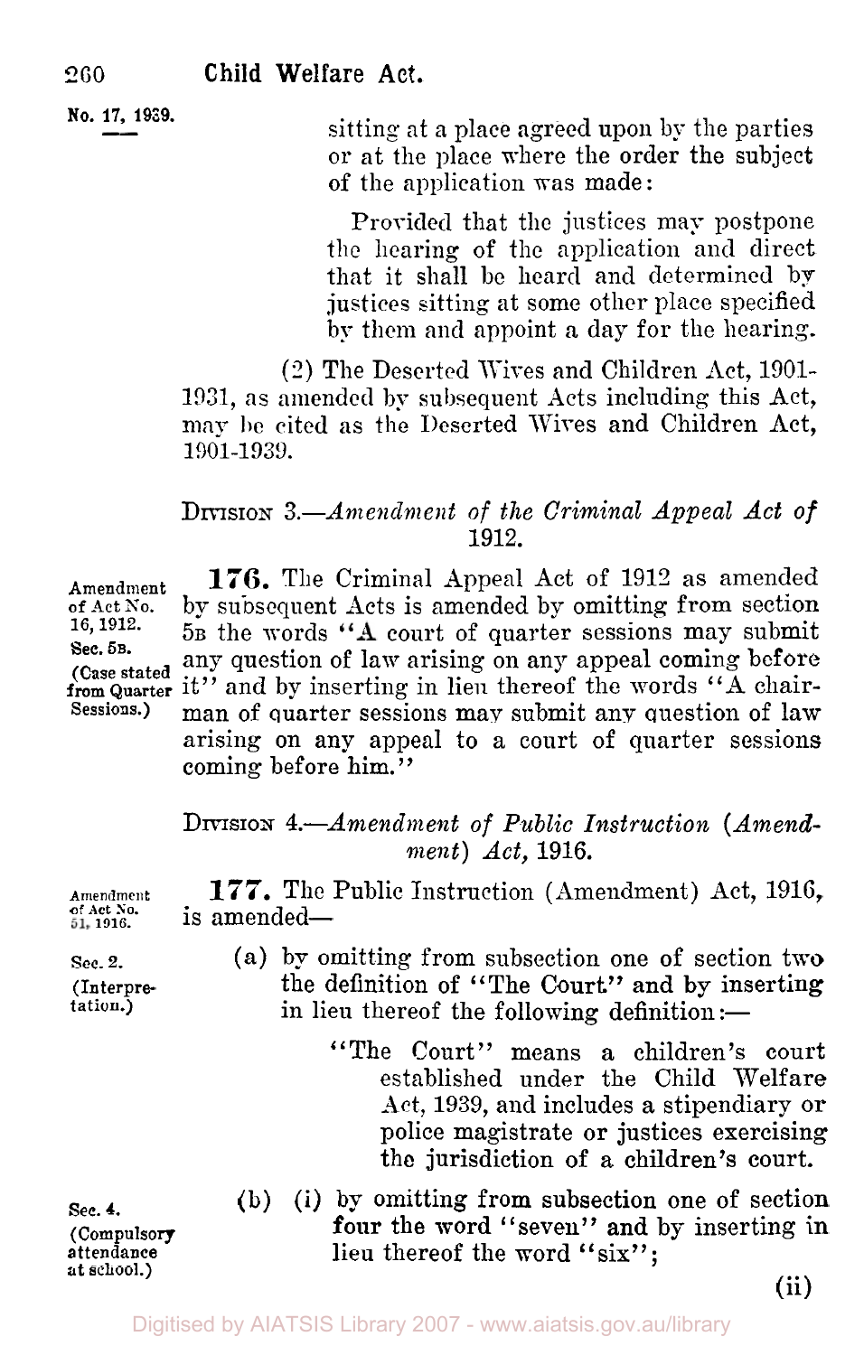No. 17, 1939.

sitting at a place agreed upon by the parties or at the place where the order the subject of the application was made:

Provided that the justices may postpone the hearing of the application and direct that it shall be heard and determined by justices sitting at some other place specified by them and appoint a day for the hearing.

(2) The Deserted Wives and Children Act, 1901-1931, as amended by subsequent Acts including this Act, may be cited as the Deserted Wives and Children Act, 1901-1939.

### DIVISION 3.—*Amendment of the Criminal Appeal Act of 1912.*

Amendment of Act No. 16, 1912. Sec. 5B. (Case stated from Quarter Sessions.)

**176.** The Criminal Appeal Act of 1912 as amended by subsequent Acts is amended by omitting from section 5B the words "A court of quarter sessions may submit any question of law arising on any appeal coming before it" and by inserting in lieu thereof the words "A chairman of quarter sessions may submit any question of law arising on any appeal to a court of quarter sessions coming before him."

### DIVISION 4.—*Amendment of Public Instruction (Amendment) Act, 1916.*

Amendment of Act No. 51, 1916.

**177.** The Public Instruction (Amendment) Act, 1916, is amended—

Sec. 2. (Interpretation.)

(a) by omitting from subsection one of section two the definition of "The Court." and by inserting in lieu thereof the following definition:—

"The Court" means a children's court established under the Child Welfare Act, 1939, and includes a stipendiary or police magistrate or justices exercising the jurisdiction of a children's court.

Sec. 4. (Compulsory attendance at school.)

(b) (i) by omitting from subsection one of section four the word "seven" and by inserting in lieu thereof the word "six";

(ii)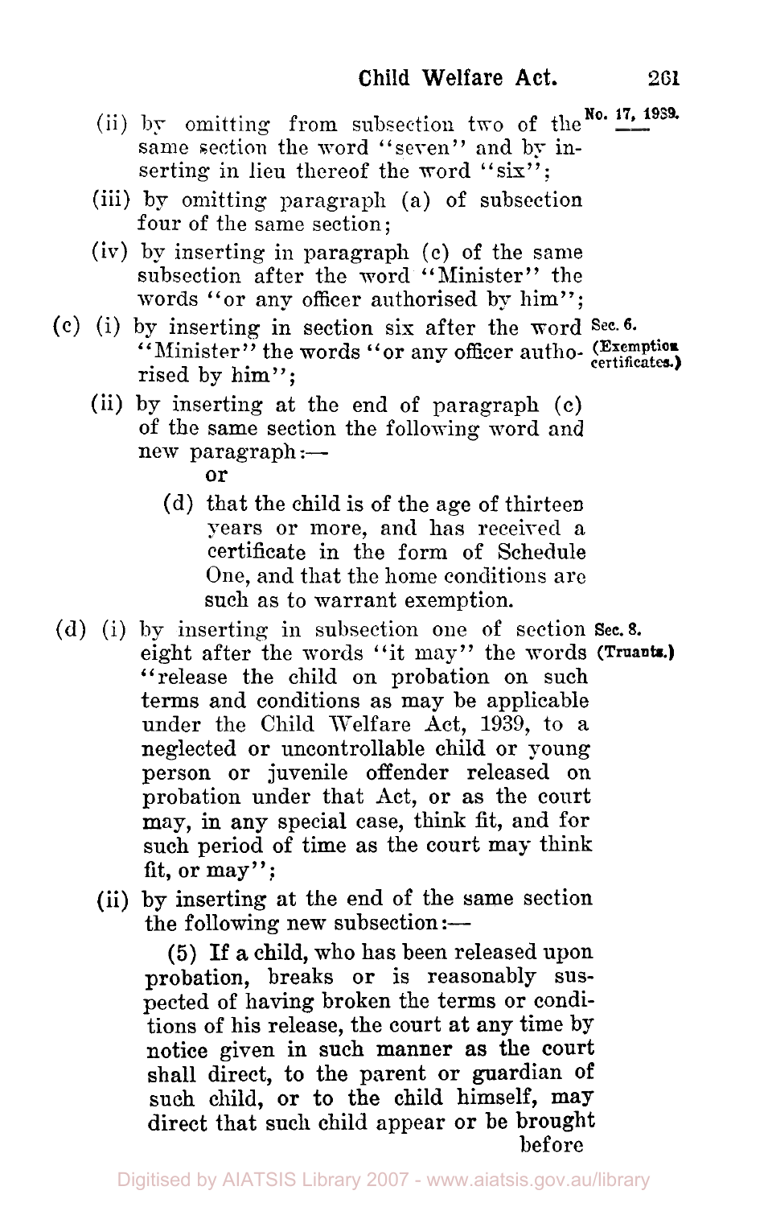(ii) by omitting from subsection two of the same section the word "seven" and by inserting in lieu thereof the word "six";

No. 17, 1939.

(iii) by omitting paragraph (a) of subsection four of the same section;

(iv) by inserting in paragraph (c) of the same subsection after the word "Minister" the words "or any officer authorised by him";

(c) (i) by inserting in section six after the word "Minister" the words "or any officer authorised by him";

Sec. 6. (Exemption certificates.)

(ii) by inserting at the end of paragraph (c) of the same section the following word and new paragraph:—

or

(d) that the child is of the age of thirteen years or more, and has received a certificate in the form of Schedule One, and that the home conditions are such as to warrant exemption.

(d) (i) by inserting in subsection one of section eight after the words "it may" the words "release the child on probation on such terms and conditions as may be applicable under the Child Welfare Act, 1939, to a neglected or uncontrollable child or young person or juvenile offender released on probation under that Act, or as the court may, in any special case, think fit, and for such period of time as the court may think fit, or may";

Sec. 8. (Truants.)

(ii) by inserting at the end of the same section the following new subsection:—

(5) If a child, who has been released upon probation, breaks or is reasonably suspected of having broken the terms or conditions of his release, the court at any time by notice given in such manner as the court shall direct, to the parent or guardian of such child, or to the child himself, may direct that such child appear or be brought before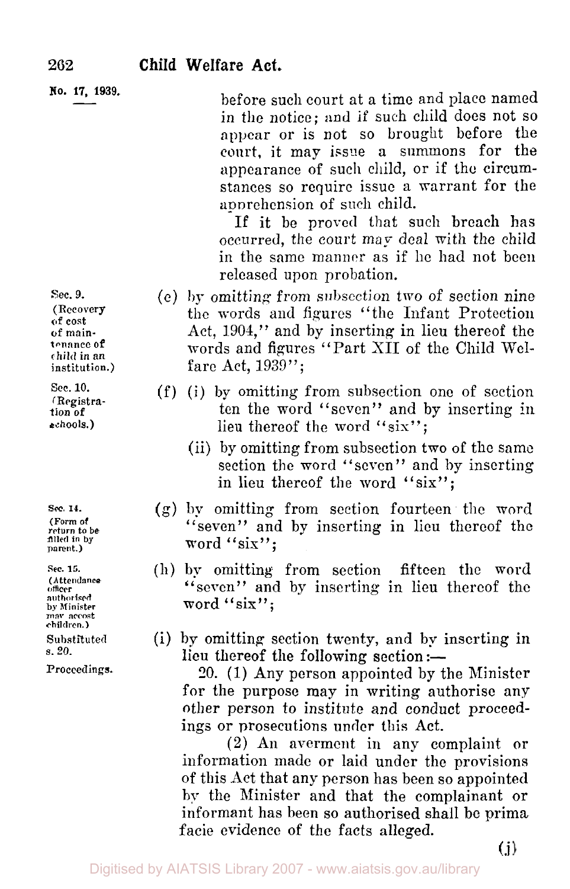before such court at a time and place named in the notice; and if such child does not so appear or is not so brought before the court, it may issue a summons for the appearance of such child, or if the circumstances so require issue a warrant for the apprehension of such child.

If it be proved that such breach has occurred, the court may deal with the child in the same manner as if he had not been released upon probation.

Sec. 9. (Recovery of cost of maintenance of child in an institution.)

(e) by omitting from subsection two of section nine the words and figures "the Infant Protection Act, 1904," and by inserting in lieu thereof the words and figures "Part XII of the Child Welfare Act, 1939";

Sec. 10. (Registration of schools.)

(f) (i) by omitting from subsection one of section ten the word "seven" and by inserting in lieu thereof the word "six";

(ii) by omitting from subsection two of the same section the word "seven" and by inserting in lieu thereof the word "six";

Sec. 14. (Form of return to be filled in by parent.)

(g) by omitting from section fourteen the word "seven" and by inserting in lieu thereof the word "six";

Sec. 15. (Attendance officer authorised by Minister may accost children.)

(h) by omitting from section fifteen the word "seven" and by inserting in lieu thereof the word "six";

Substituted s. 20.

(i) by omitting section twenty, and by inserting in lieu thereof the following section:—

Proceedings.

20. (1) Any person appointed by the Minister for the purpose may in writing authorise any other person to institute and conduct proceedings or prosecutions under this Act.

(2) An averment in any complaint or information made or laid under the provisions of this Act that any person has been so appointed by the Minister and that the complainant or informant has been so authorised shall be prima facie evidence of the facts alleged.

(j)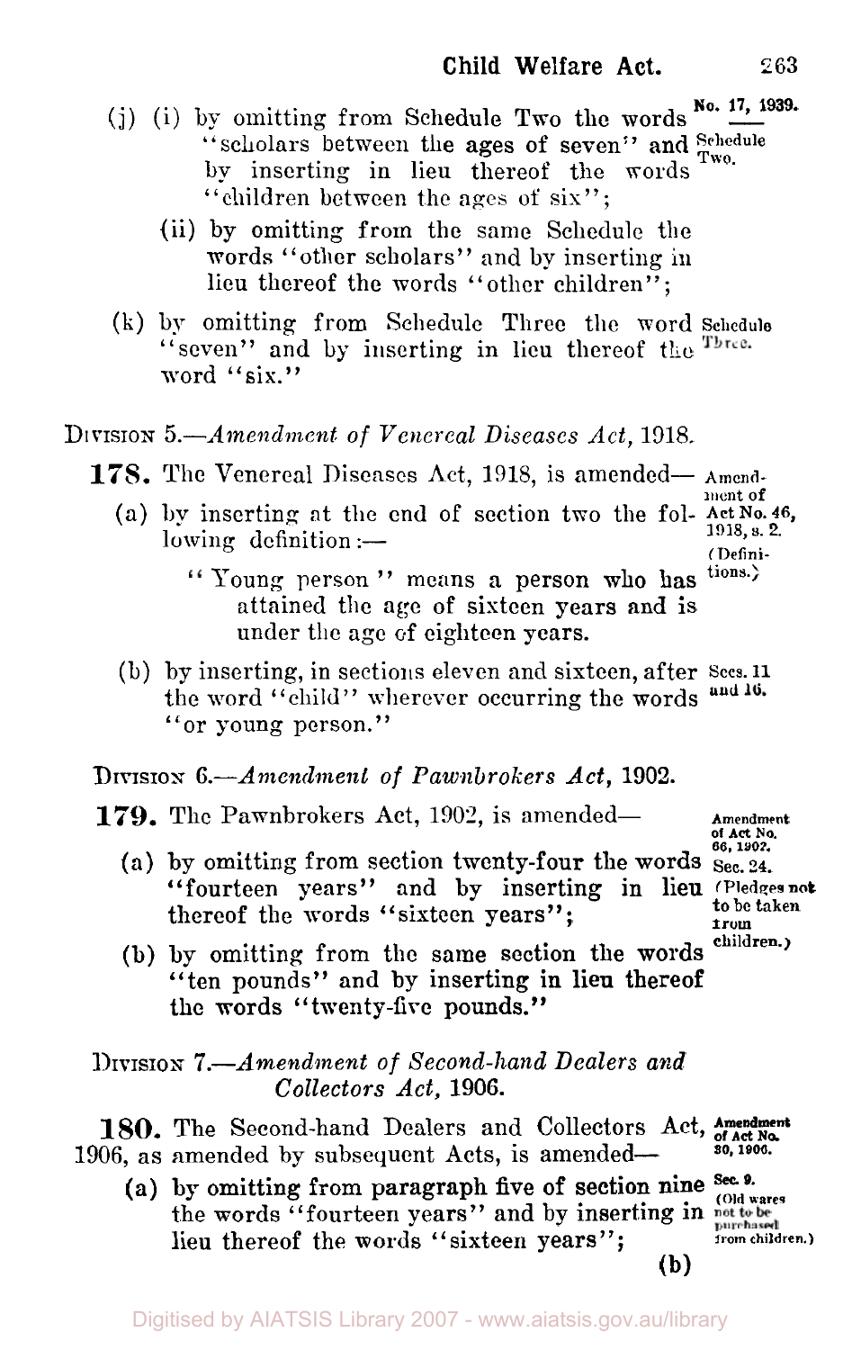(j) (i) by omitting from Schedule Two the words "scholars between the ages of seven" and by inserting in lieu thereof the words "children between the ages of six";

No. 17, 1939.

Schedule Two.

(ii) by omitting from the same Schedule the words "other scholars" and by inserting in lieu thereof the words "other children";

(k) by omitting from Schedule Three the word "seven" and by inserting in lieu thereof the word "six."

Schedule Three.

DIVISION 5.—*Amendment of Venereal Diseases Act,* 1918.

**178.** The Venereal Diseases Act, 1918, is amended—

Amendment of Act No. 46, 1918, s. 2. (Definitions.)

(a) by inserting at the end of section two the following definition:—

"Young person" means a person who has attained the age of sixteen years and is under the age of eighteen years.

(b) by inserting, in sections eleven and sixteen, after the word "child" wherever occurring the words "or young person."

Secs. 11 and 16.

DIVISION 6.—*Amendment of Pawnbrokers Act,* 1902.

**179.** The Pawnbrokers Act, 1902, is amended—

Amendment of Act No. 66, 1902. Sec. 24. (Pledges not to be taken from children.)

(a) by omitting from section twenty-four the words "fourteen years" and by inserting in lieu thereof the words "sixteen years";

(b) by omitting from the same section the words "ten pounds" and by inserting in lieu thereof the words "twenty-five pounds."

DIVISION 7.—*Amendment of Second-hand Dealers and Collectors Act,* 1906.

**180.** The Second-hand Dealers and Collectors Act, 1906, as amended by subsequent Acts, is amended—

Amendment of Act No. 30, 1906.

(a) by omitting from paragraph five of section nine the words "fourteen years" and by inserting in lieu thereof the words "sixteen years";

Sec. 9. (Old wares not to be purchased from children.)

(b)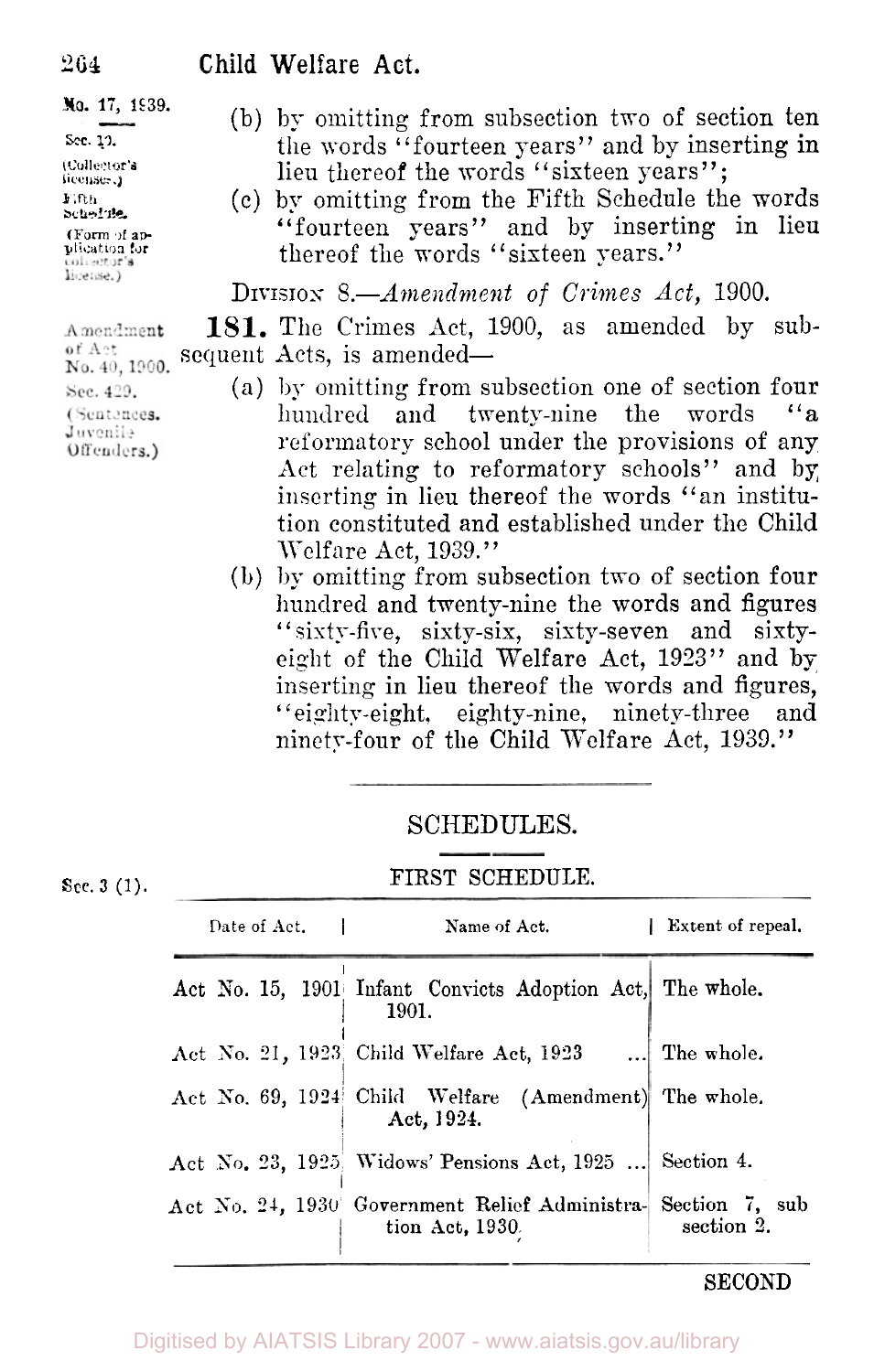No. 17, 1939.

Sec. 10. (Collector's license.) Fifth Schedule. (Form of application for collector's license.)

(b) by omitting from subsection two of section ten the words "fourteen years" and by inserting in lieu thereof the words "sixteen years";

(c) by omitting from the Fifth Schedule the words "fourteen years" and by inserting in lieu thereof the words "sixteen years."

DIVISION 8.—*Amendment of Crimes Act*, 1900.

Amendment of Act No. 40, 1900. Sec. 429. (Sentences. Juvenile Offenders.)

**181.** The Crimes Act, 1900, as amended by subsequent Acts, is amended—

(a) by omitting from subsection one of section four hundred and twenty-nine the words "a reformatory school under the provisions of any Act relating to reformatory schools" and by inserting in lieu thereof the words "an institution constituted and established under the Child Welfare Act, 1939."

(b) by omitting from subsection two of section four hundred and twenty-nine the words and figures "sixty-five, sixty-six, sixty-seven and sixty-eight of the Child Welfare Act, 1923" and by inserting in lieu thereof the words and figures, "eighty-eight, eighty-nine, ninety-three and ninety-four of the Child Welfare Act, 1939."

## SCHEDULES.

### FIRST SCHEDULE.

Sec. 3 (1).

| Date of Act. | Name of Act. | Extent of repeal. |
|---|---|---|
| Act No. 15, 1901 | Infant Convicts Adoption Act, 1901. | The whole. |
| Act No. 21, 1923 | Child Welfare Act, 1923 ... | The whole. |
| Act No. 69, 1924 | Child Welfare (Amendment) Act, 1924. | The whole. |
| Act No. 23, 1925 | Widows' Pensions Act, 1925 ... | Section 4. |
| Act No. 24, 1930 | Government Relief Administration Act, 1930. | Section 7, sub section 2. |

SECOND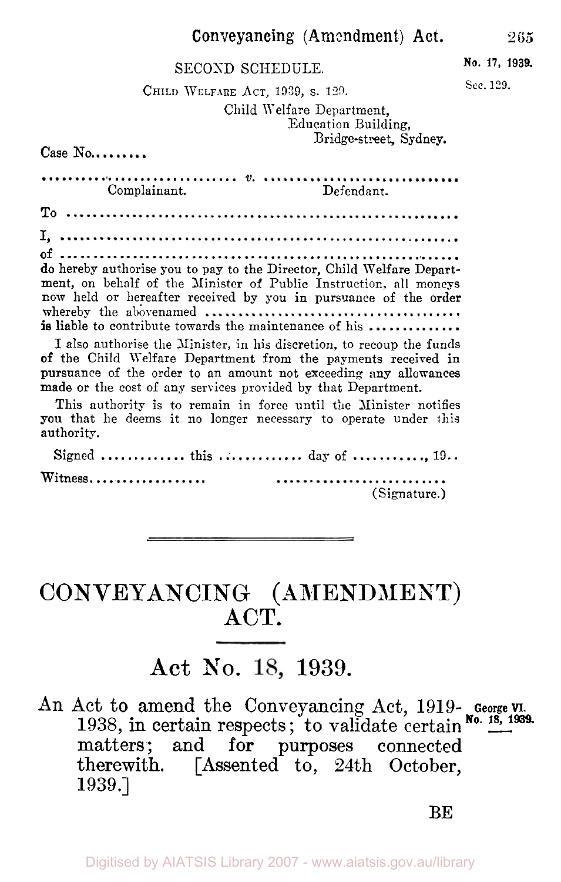SECOND SCHEDULE.

No. 17, 1939.

CHILD WELFARE ACT, 1939, s. 129.

Sec. 129.

Child Welfare Department,
Education Building,
Bridge-street, Sydney.

Case No.........

............................... *v.* ...............................
Complainant. Defendant.

To ...............................................................

I, ...............................................................

of ...............................................................

do hereby authorise you to pay to the Director, Child Welfare Department, on behalf of the Minister of Public Instruction, all moneys now held or hereafter received by you in pursuance of the order whereby the abovenamed ........................................ is liable to contribute towards the maintenance of his .............

I also authorise the Minister, in his discretion, to recoup the funds of the Child Welfare Department from the payments received in pursuance of the order to an amount not exceeding any allowances made or the cost of any services provided by that Department.

This authority is to remain in force until the Minister notifies you that he deems it no longer necessary to operate under this authority.

Signed ............ this ............ day of .........., 19..

Witness................. ..........................
(Signature.)

---

# CONVEYANCING (AMENDMENT) ACT.

## Act No. 18, 1939.

George VI.
No. 18, 1939.

An Act to amend the Conveyancing Act, 1919-1938, in certain respects; to validate certain matters; and for purposes connected therewith. [Assented to, 24th October, 1939.]

BE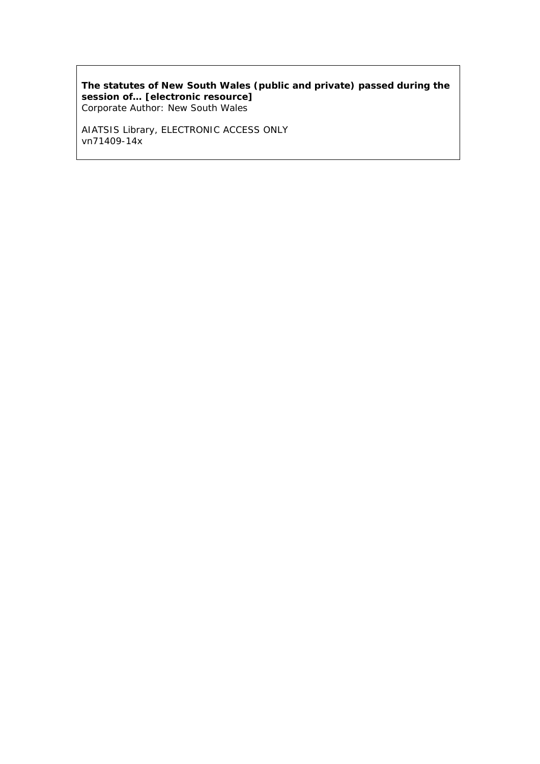**The statutes of New South Wales (public and private) passed during the session of… [electronic resource]**
Corporate Author: New South Wales

AIATSIS Library, ELECTRONIC ACCESS ONLY
vn71409-14x